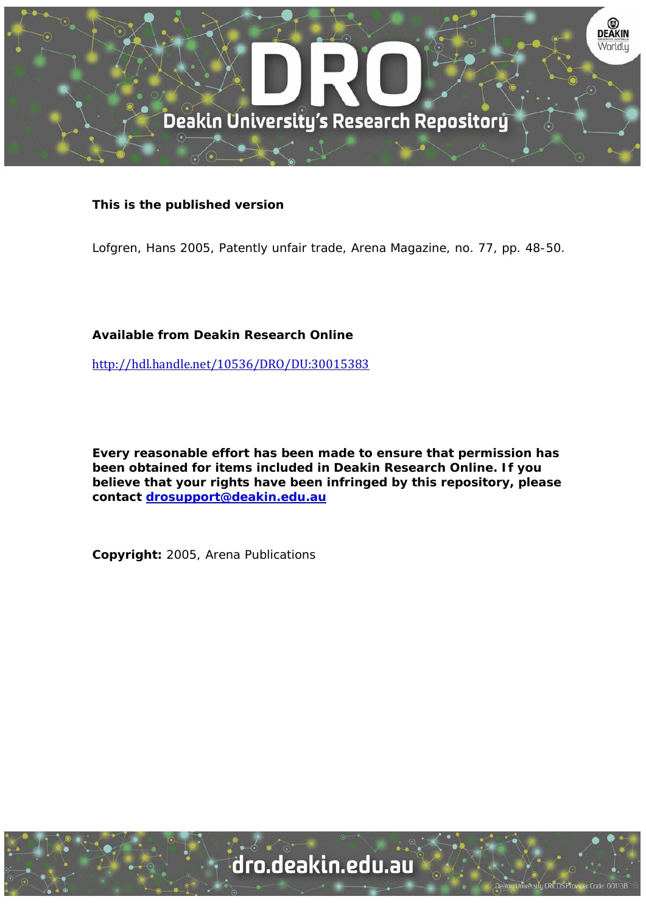**This is the published version**

Lofgren, Hans 2005, Patently unfair trade, Arena Magazine, no. 77, pp. 48-50.

**Available from Deakin Research Online**

http://hdl.handle.net/10536/DRO/DU:30015383

**Every reasonable effort has been made to ensure that permission has been obtained for items included in Deakin Research Online. If you believe that your rights have been infringed by this repository, please contact drosupport@deakin.edu.au**

**Copyright:** 2005, Arena Publications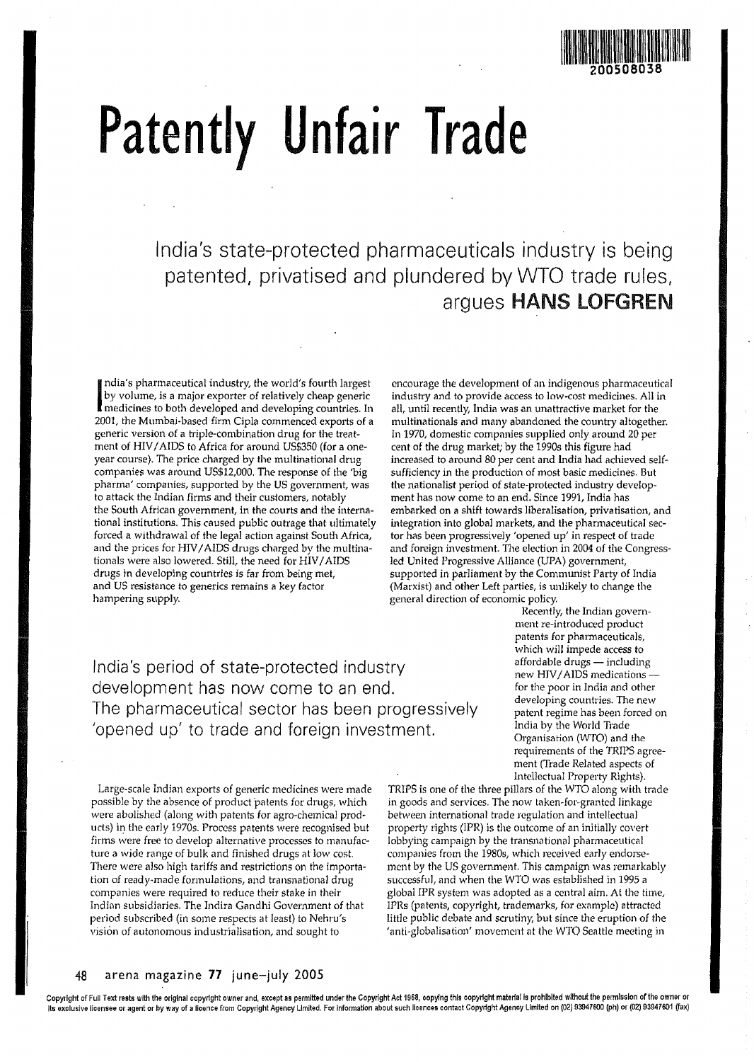# Patently Unfair Trade

## India's state-protected pharmaceuticals industry is being patented, privatised and plundered by WTO trade rules, argues **HANS LOFGREN**

India's pharmaceutical industry, the world's fourth largest by volume, is a major exporter of relatively cheap generic medicines to both developed and developing countries. In 2001, the Mumbai-based firm Cipla commenced exports of a generic version of a triple-combination drug for the treatment of HIV/AIDS to Africa for around US$350 (for a one-year course). The price charged by the multinational drug companies was around US$12,000. The response of the 'big pharma' companies, supported by the US government, was to attack the Indian firms and their customers, notably the South African government, in the courts and the international institutions. This caused public outrage that ultimately forced a withdrawal of the legal action against South Africa, and the prices for HIV/AIDS drugs charged by the multinationals were also lowered. Still, the need for HIV/AIDS drugs in developing countries is far from being met, and US resistance to generics remains a key factor hampering supply.

> India's period of state-protected industry development has now come to an end. The pharmaceutical sector has been progressively 'opened up' to trade and foreign investment.

Large-scale Indian exports of generic medicines were made possible by the absence of product patents for drugs, which were abolished (along with patents for agro-chemical products) in the early 1970s. Process patents were recognised but firms were free to develop alternative processes to manufacture a wide range of bulk and finished drugs at low cost. There were also high tariffs and restrictions on the importation of ready-made formulations, and transnational drug companies were required to reduce their stake in their Indian subsidiaries. The Indira Gandhi Government of that period subscribed (in some respects at least) to Nehru's vision of autonomous industrialisation, and sought to encourage the development of an indigenous pharmaceutical industry and to provide access to low-cost medicines. All in all, until recently, India was an unattractive market for the multinationals and many abandoned the country altogether. In 1970, domestic companies supplied only around 20 per cent of the drug market; by the 1990s this figure had increased to around 80 per cent and India had achieved self-sufficiency in the production of most basic medicines. But the nationalist period of state-protected industry development has now come to an end. Since 1991, India has embarked on a shift towards liberalisation, privatisation, and integration into global markets, and the pharmaceutical sector has been progressively 'opened up' in respect of trade and foreign investment. The election in 2004 of the Congress-led United Progressive Alliance (UPA) government, supported in parliament by the Communist Party of India (Marxist) and other Left parties, is unlikely to change the general direction of economic policy.

Recently, the Indian government re-introduced product patents for pharmaceuticals, which will impede access to affordable drugs — including new HIV/AIDS medications — for the poor in India and other developing countries. The new patent regime has been forced on India by the World Trade Organisation (WTO) and the requirements of the TRIPS agreement (Trade Related aspects of Intellectual Property Rights). TRIPS is one of the three pillars of the WTO along with trade in goods and services. The now taken-for-granted linkage between international trade regulation and intellectual property rights (IPR) is the outcome of an initially covert lobbying campaign by the transnational pharmaceutical companies from the 1980s, which received early endorsement by the US government. This campaign was remarkably successful, and when the WTO was established in 1995 a global IPR system was adopted as a central aim. At the time, IPRs (patents, copyright, trademarks, for example) attracted little public debate and scrutiny, but since the eruption of the 'anti-globalisation' movement at the WTO Seattle meeting in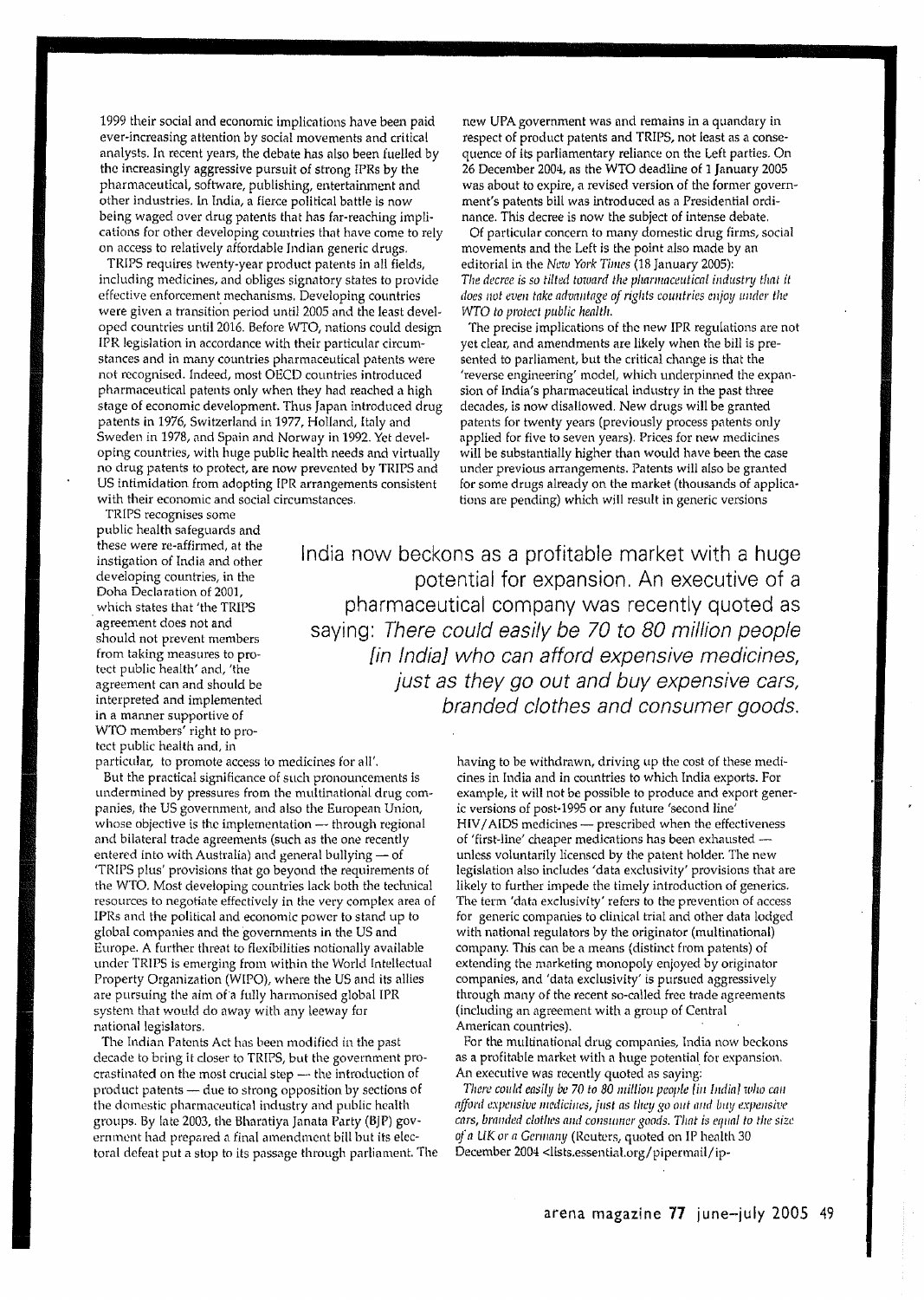1999 their social and economic implications have been paid ever-increasing attention by social movements and critical analysts. In recent years, the debate has also been fuelled by the increasingly aggressive pursuit of strong IPRs by the pharmaceutical, software, publishing, entertainment and other industries. In India, a fierce political battle is now being waged over drug patents that has far-reaching implications for other developing countries that have come to rely on access to relatively affordable Indian generic drugs.

TRIPS requires twenty-year product patents in all fields, including medicines, and obliges signatory states to provide effective enforcement mechanisms. Developing countries were given a transition period until 2005 and the least developed countries until 2016. Before WTO, nations could design IPR legislation in accordance with their particular circumstances and in many countries pharmaceutical patents were not recognised. Indeed, most OECD countries introduced pharmaceutical patents only when they had reached a high stage of economic development. Thus Japan introduced drug patents in 1976, Switzerland in 1977, Holland, Italy and Sweden in 1978, and Spain and Norway in 1992. Yet developing countries, with huge public health needs and virtually no drug patents to protect, are now prevented by TRIPS and US intimidation from adopting IPR arrangements consistent with their economic and social circumstances.

TRIPS recognises some public health safeguards and these were re-affirmed, at the instigation of India and other developing countries, in the Doha Declaration of 2001, which states that 'the TRIPS agreement does not and should not prevent members from taking measures to protect public health' and, 'the agreement can and should be interpreted and implemented in a manner supportive of WTO members' right to protect public health and, in particular, to promote access to medicines for all'.

But the practical significance of such pronouncements is undermined by pressures from the multinational drug companies, the US government, and also the European Union, whose objective is the implementation — through regional and bilateral trade agreements (such as the one recently entered into with Australia) and general bullying — of 'TRIPS plus' provisions that go beyond the requirements of the WTO. Most developing countries lack both the technical resources to negotiate effectively in the very complex area of IPRs and the political and economic power to stand up to global companies and the governments in the US and Europe. A further threat to flexibilities notionally available under TRIPS is emerging from within the World Intellectual Property Organization (WIPO), where the US and its allies are pursuing the aim of a fully harmonised global IPR system that would do away with any leeway for national legislators.

The Indian Patents Act has been modified in the past decade to bring it closer to TRIPS, but the government procrastinated on the most crucial step — the introduction of product patents — due to strong opposition by sections of the domestic pharmaceutical industry and public health groups. By late 2003, the Bharatiya Janata Party (BJP) government had prepared a final amendment bill but its electoral defeat put a stop to its passage through parliament. The new UPA government was and remains in a quandary in respect of product patents and TRIPS, not least as a consequence of its parliamentary reliance on the Left parties. On 26 December 2004, as the WTO deadline of 1 January 2005 was about to expire, a revised version of the former government's patents bill was introduced as a Presidential ordinance. This decree is now the subject of intense debate.

Of particular concern to many domestic drug firms, social movements and the Left is the point also made by an editorial in the *New York Times* (18 January 2005):

*The decree is so tilted toward the pharmaceutical industry that it does not even take advantage of rights countries enjoy under the WTO to protect public health.*

The precise implications of the new IPR regulations are not yet clear, and amendments are likely when the bill is presented to parliament, but the critical change is that the 'reverse engineering' model, which underpinned the expansion of India's pharmaceutical industry in the past three decades, is now disallowed. New drugs will be granted patents for twenty years (previously process patents only applied for five to seven years). Prices for new medicines will be substantially higher than would have been the case under previous arrangements. Patents will also be granted for some drugs already on the market (thousands of applications are pending) which will result in generic versions having to be withdrawn, driving up the cost of these medicines in India and in countries to which India exports. For example, it will not be possible to produce and export generic versions of post-1995 or any future 'second line' HIV/AIDS medicines — prescribed when the effectiveness of 'first-line' cheaper medications has been exhausted — unless voluntarily licensed by the patent holder. The new legislation also includes 'data exclusivity' provisions that are likely to further impede the timely introduction of generics. The term 'data exclusivity' refers to the prevention of access for generic companies to clinical trial and other data lodged with national regulators by the originator (multinational) company. This can be a means (distinct from patents) of extending the marketing monopoly enjoyed by originator companies, and 'data exclusivity' is pursued aggressively through many of the recent so-called free trade agreements (including an agreement with a group of Central American countries).

> India now beckons as a profitable market with a huge potential for expansion. An executive of a pharmaceutical company was recently quoted as saying: *There could easily be 70 to 80 million people [in India] who can afford expensive medicines, just as they go out and buy expensive cars, branded clothes and consumer goods.*

For the multinational drug companies, India now beckons as a profitable market with a huge potential for expansion. An executive was recently quoted as saying:

*There could easily be 70 to 80 million people [in India] who can afford expensive medicines, just as they go out and buy expensive cars, branded clothes and consumer goods. That is equal to the size of a UK or a Germany* (Reuters, quoted on IP health 30 December 2004 <lists.essential.org/pipermail/ip-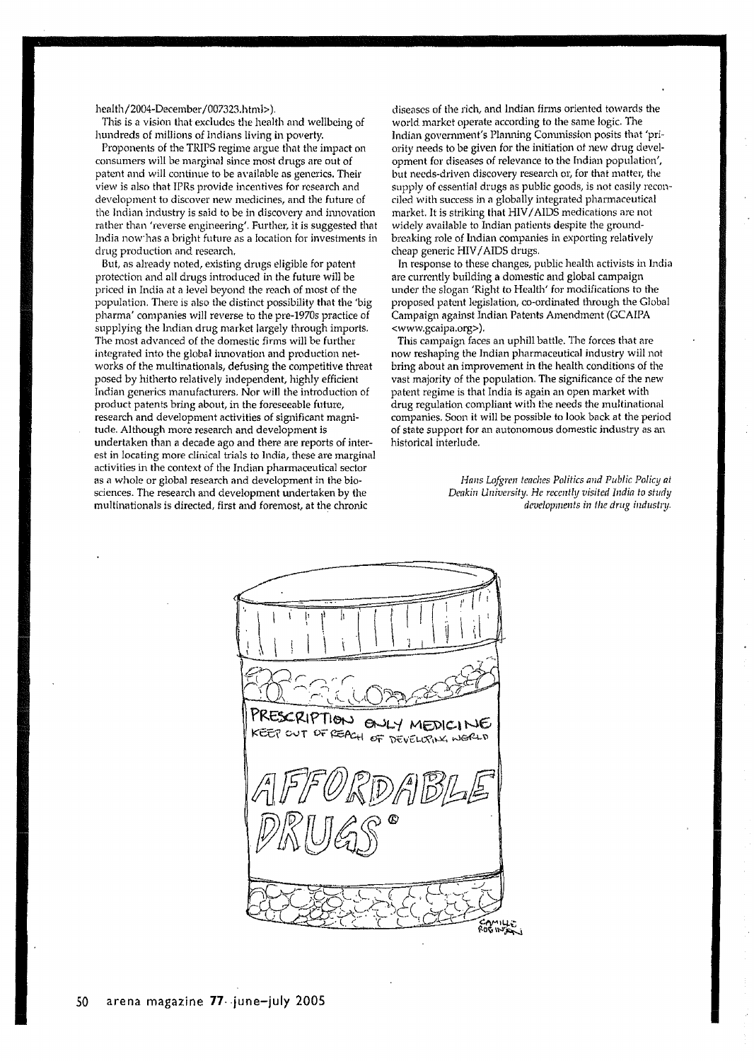health/2004-December/007323.html>).

This is a vision that excludes the health and wellbeing of hundreds of millions of Indians living in poverty.

Proponents of the TRIPS regime argue that the impact on consumers will be marginal since most drugs are out of patent and will continue to be available as generics. Their view is also that IPRs provide incentives for research and development to discover new medicines, and the future of the Indian industry is said to be in discovery and innovation rather than 'reverse engineering'. Further, it is suggested that India now has a bright future as a location for investments in drug production and research.

But, as already noted, existing drugs eligible for patent protection and all drugs introduced in the future will be priced in India at a level beyond the reach of most of the population. There is also the distinct possibility that the 'big pharma' companies will reverse to the pre-1970s practice of supplying the Indian drug market largely through imports. The most advanced of the domestic firms will be further integrated into the global innovation and production networks of the multinationals, defusing the competitive threat posed by hitherto relatively independent, highly efficient Indian generics manufacturers. Nor will the introduction of product patents bring about, in the foreseeable future, research and development activities of significant magnitude. Although more research and development is undertaken than a decade ago and there are reports of interest in locating more clinical trials to India, these are marginal activities in the context of the Indian pharmaceutical sector as a whole or global research and development in the biosciences. The research and development undertaken by the multinationals is directed, first and foremost, at the chronic diseases of the rich, and Indian firms oriented towards the world market operate according to the same logic. The Indian government's Planning Commission posits that 'priority needs to be given for the initiation of new drug development for diseases of relevance to the Indian population', but needs-driven discovery research or, for that matter, the supply of essential drugs as public goods, is not easily reconciled with success in a globally integrated pharmaceutical market. It is striking that HIV/AIDS medications are not widely available to Indian patients despite the groundbreaking role of Indian companies in exporting relatively cheap generic HIV/AIDS drugs.

In response to these changes, public health activists in India are currently building a domestic and global campaign under the slogan 'Right to Health' for modifications to the proposed patent legislation, co-ordinated through the Global Campaign against Indian Patents Amendment (GCAIPA <www.gcaipa.org>).

This campaign faces an uphill battle. The forces that are now reshaping the Indian pharmaceutical industry will not bring about an improvement in the health conditions of the vast majority of the population. The significance of the new patent regime is that India is again an open market with drug regulation compliant with the needs the multinational companies. Soon it will be possible to look back at the period of state support for an autonomous domestic industry as an historical interlude.

*Hans Lofgren teaches Politics and Public Policy at Deakin University. He recently visited India to study developments in the drug industry.*